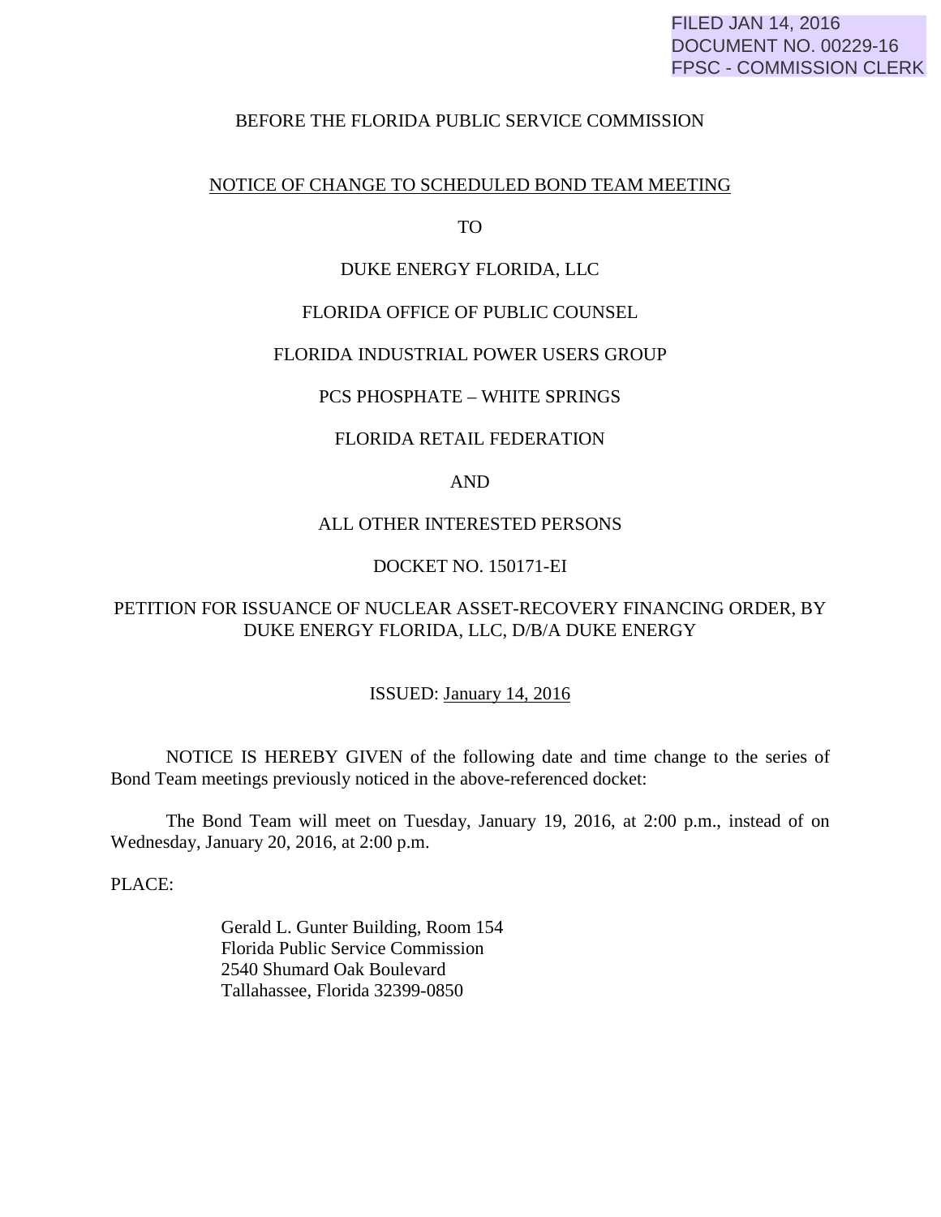FILED JAN 14, 2016
DOCUMENT NO. 00229-16
FPSC - COMMISSION CLERK

BEFORE THE FLORIDA PUBLIC SERVICE COMMISSION

NOTICE OF CHANGE TO SCHEDULED BOND TEAM MEETING

TO

DUKE ENERGY FLORIDA, LLC

FLORIDA OFFICE OF PUBLIC COUNSEL

FLORIDA INDUSTRIAL POWER USERS GROUP

PCS PHOSPHATE – WHITE SPRINGS

FLORIDA RETAIL FEDERATION

AND

ALL OTHER INTERESTED PERSONS

DOCKET NO. 150171-EI

PETITION FOR ISSUANCE OF NUCLEAR ASSET-RECOVERY FINANCING ORDER, BY DUKE ENERGY FLORIDA, LLC, D/B/A DUKE ENERGY

ISSUED: January 14, 2016

NOTICE IS HEREBY GIVEN of the following date and time change to the series of Bond Team meetings previously noticed in the above-referenced docket:

The Bond Team will meet on Tuesday, January 19, 2016, at 2:00 p.m., instead of on Wednesday, January 20, 2016, at 2:00 p.m.

PLACE:

Gerald L. Gunter Building, Room 154
Florida Public Service Commission
2540 Shumard Oak Boulevard
Tallahassee, Florida 32399-0850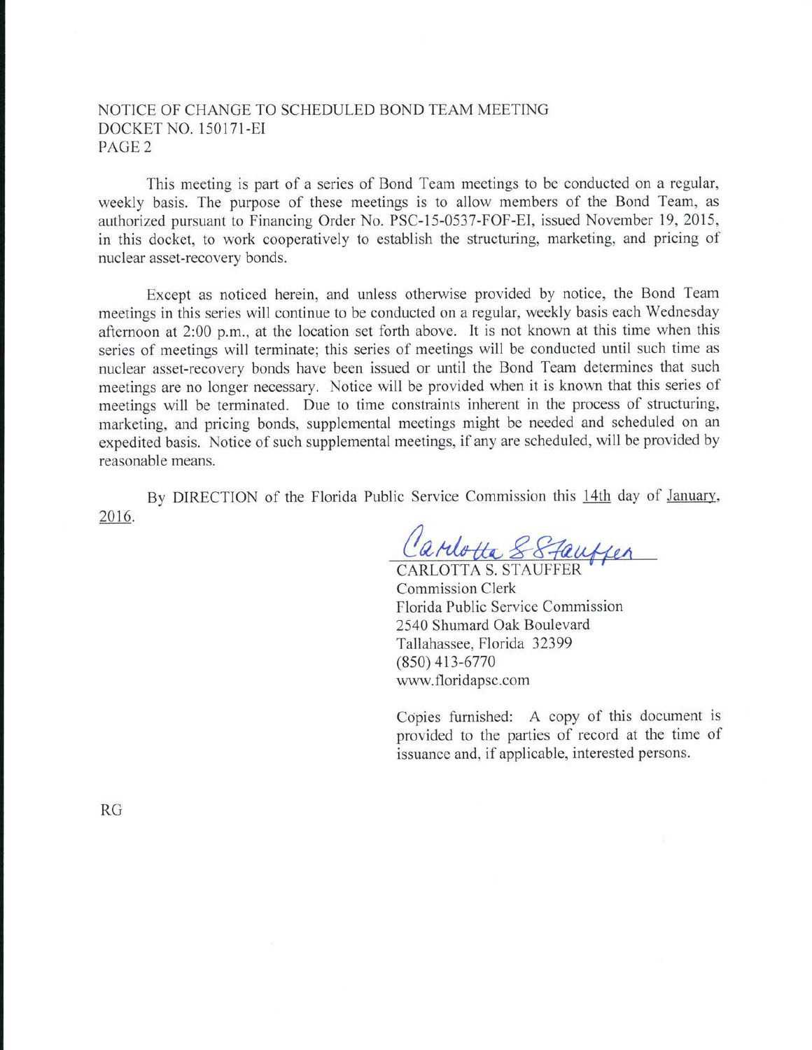NOTICE OF CHANGE TO SCHEDULED BOND TEAM MEETING
DOCKET NO. 150171-EI
PAGE 2

This meeting is part of a series of Bond Team meetings to be conducted on a regular, weekly basis. The purpose of these meetings is to allow members of the Bond Team, as authorized pursuant to Financing Order No. PSC-15-0537-FOF-EI, issued November 19, 2015, in this docket, to work cooperatively to establish the structuring, marketing, and pricing of nuclear asset-recovery bonds.

Except as noticed herein, and unless otherwise provided by notice, the Bond Team meetings in this series will continue to be conducted on a regular, weekly basis each Wednesday afternoon at 2:00 p.m., at the location set forth above. It is not known at this time when this series of meetings will terminate; this series of meetings will be conducted until such time as nuclear asset-recovery bonds have been issued or until the Bond Team determines that such meetings are no longer necessary. Notice will be provided when it is known that this series of meetings will be terminated. Due to time constraints inherent in the process of structuring, marketing, and pricing bonds, supplemental meetings might be needed and scheduled on an expedited basis. Notice of such supplemental meetings, if any are scheduled, will be provided by reasonable means.

By DIRECTION of the Florida Public Service Commission this 14th day of January, 2016.

Carlotta S. Stauffer

CARLOTTA S. STAUFFER
Commission Clerk
Florida Public Service Commission
2540 Shumard Oak Boulevard
Tallahassee, Florida 32399
(850) 413-6770
www.floridapsc.com

Copies furnished: A copy of this document is provided to the parties of record at the time of issuance and, if applicable, interested persons.

RG